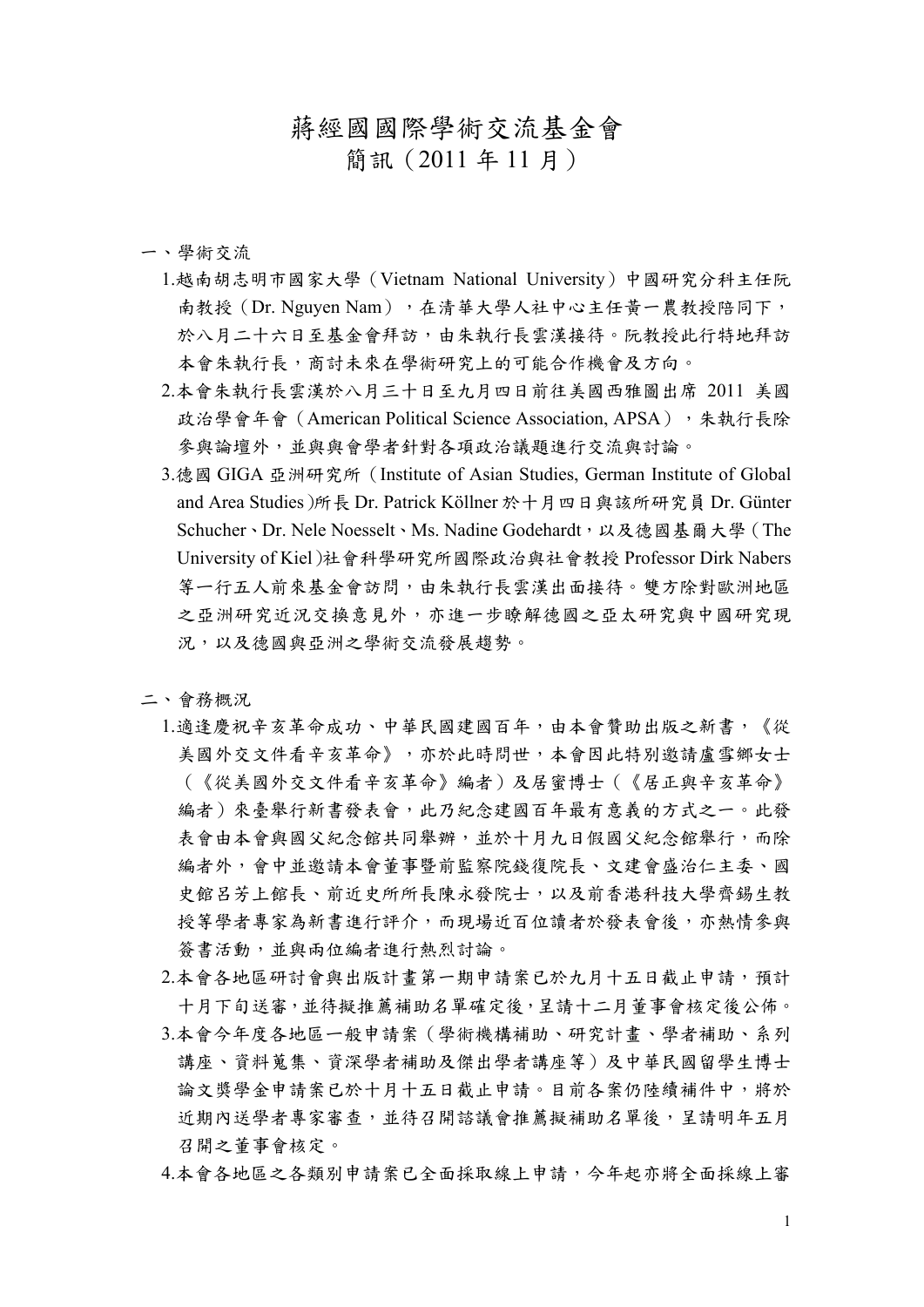# 蔣經國國際學術交流基金會
# 簡訊（2011 年 11 月）

一、學術交流

1.越南胡志明市國家大學（Vietnam National University）中國研究分科主任阮南教授（Dr. Nguyen Nam），在清華大學人社中心主任黃一農教授陪同下，於八月二十六日至基金會拜訪，由朱執行長雲漢接待。阮教授此行特地拜訪本會朱執行長，商討未來在學術研究上的可能合作機會及方向。

2.本會朱執行長雲漢於八月三十日至九月四日前往美國西雅圖出席 2011 美國政治學會年會（American Political Science Association, APSA），朱執行長除參與論壇外，並與與會學者針對各項政治議題進行交流與討論。

3.德國 GIGA 亞洲研究所（Institute of Asian Studies, German Institute of Global and Area Studies）所長 Dr. Patrick Köllner 於十月四日與該所研究員 Dr. Günter Schucher、Dr. Nele Noesselt、Ms. Nadine Godehardt，以及德國基爾大學（The University of Kiel）社會科學研究所國際政治與社會教授 Professor Dirk Nabers 等一行五人前來基金會訪問，由朱執行長雲漢出面接待。雙方除對歐洲地區之亞洲研究近況交換意見外，亦進一步瞭解德國之亞太研究與中國研究現況，以及德國與亞洲之學術交流發展趨勢。

二、會務概況

1.適逢慶祝辛亥革命成功、中華民國建國百年，由本會贊助出版之新書，《從美國外交文件看辛亥革命》，亦於此時問世，本會因此特別邀請盧雪鄉女士（《從美國外交文件看辛亥革命》編者）及居蜜博士（《居正與辛亥革命》編者）來臺舉行新書發表會，此乃紀念建國百年最有意義的方式之一。此發表會由本會與國父紀念館共同舉辦，並於十月九日假國父紀念館舉行，而除編者外，會中並邀請本會董事暨前監察院錢復院長、文建會盛治仁主委、國史館呂芳上館長、前近史所所長陳永發院士，以及前香港科技大學齊錫生教授等學者專家為新書進行評介，而現場近百位讀者於發表會後，亦熱情參與簽書活動，並與兩位編者進行熱烈討論。

2.本會各地區研討會與出版計畫第一期申請案已於九月十五日截止申請，預計十月下旬送審，並待擬推薦補助名單確定後，呈請十二月董事會核定後公佈。

3.本會今年度各地區一般申請案（學術機構補助、研究計畫、學者補助、系列講座、資料蒐集、資深學者補助及傑出學者講座等）及中華民國留學生博士論文獎學金申請案已於十月十五日截止申請。目前各案仍陸續補件中，將於近期內送學者專家審查，並待召開諮議會推薦擬補助名單後，呈請明年五月召開之董事會核定。

4.本會各地區之各類別申請案已全面採取線上申請，今年起亦將全面採線上審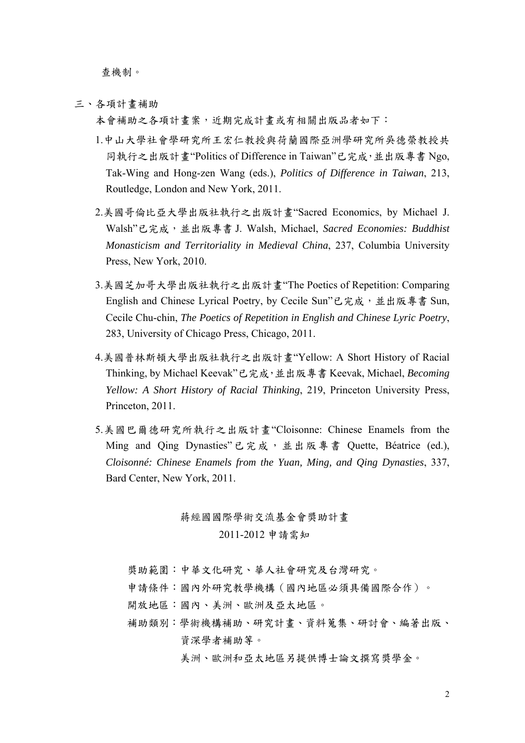查機制。

三、各項計畫補助

本會補助之各項計畫案，近期完成計畫或有相關出版品者如下：

1. 中山大學社會學研究所王宏仁教授與荷蘭國際亞洲學研究所吳德榮教授共同執行之出版計畫"Politics of Difference in Taiwan"已完成，並出版專書 Ngo, Tak-Wing and Hong-zen Wang (eds.), *Politics of Difference in Taiwan*, 213, Routledge, London and New York, 2011.

2. 美國哥倫比亞大學出版社執行之出版計畫"Sacred Economics, by Michael J. Walsh"已完成，並出版專書 J. Walsh, Michael, *Sacred Economies: Buddhist Monasticism and Territoriality in Medieval China*, 237, Columbia University Press, New York, 2010.

3. 美國芝加哥大學出版社執行之出版計畫"The Poetics of Repetition: Comparing English and Chinese Lyrical Poetry, by Cecile Sun"已完成，並出版專書 Sun, Cecile Chu-chin, *The Poetics of Repetition in English and Chinese Lyric Poetry*, 283, University of Chicago Press, Chicago, 2011.

4. 美國普林斯頓大學出版社執行之出版計畫"Yellow: A Short History of Racial Thinking, by Michael Keevak"已完成，並出版專書 Keevak, Michael, *Becoming Yellow: A Short History of Racial Thinking*, 219, Princeton University Press, Princeton, 2011.

5. 美國巴爾德研究所執行之出版計畫"Cloisonne: Chinese Enamels from the Ming and Qing Dynasties"已完成，並出版專書 Quette, Béatrice (ed.), *Cloisonné: Chinese Enamels from the Yuan, Ming, and Qing Dynasties*, 337, Bard Center, New York, 2011.

## 蔣經國國際學術交流基金會獎助計畫
## 2011-2012 申請需知

獎助範圍：中華文化研究、華人社會研究及台灣研究。

申請條件：國內外研究教學機構（國內地區必須具備國際合作）。

開放地區：國內、美洲、歐洲及亞太地區。

補助類別：學術機構補助、研究計畫、資料蒐集、研討會、編著出版、資深學者補助等。

美洲、歐洲和亞太地區另提供博士論文撰寫獎學金。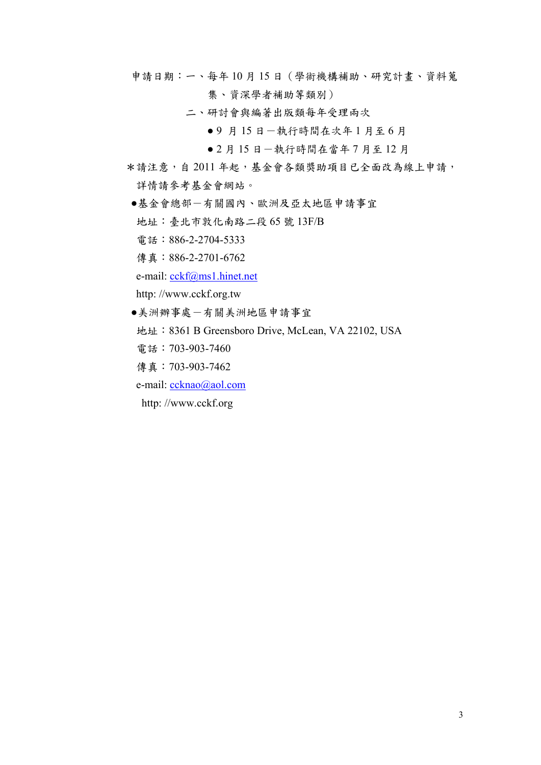申請日期：一、每年 10 月 15 日（學術機構補助、研究計畫、資料蒐集、資深學者補助等類別）

二、研討會與編著出版類每年受理兩次

- 9 月 15 日－執行時間在次年 1 月至 6 月
- 2 月 15 日－執行時間在當年 7 月至 12 月

＊請注意，自 2011 年起，基金會各類獎助項目已全面改為線上申請，詳情請參考基金會網站。

●基金會總部－有關國內、歐洲及亞太地區申請事宜

地址：臺北市敦化南路二段 65 號 13F/B

電話：886-2-2704-5333

傳真：886-2-2701-6762

e-mail: cckf@ms1.hinet.net

http: //www.cckf.org.tw

●美洲辦事處－有關美洲地區申請事宜

地址：8361 B Greensboro Drive, McLean, VA 22102, USA

電話：703-903-7460

傳真：703-903-7462

e-mail: ccknao@aol.com

http: //www.cckf.org